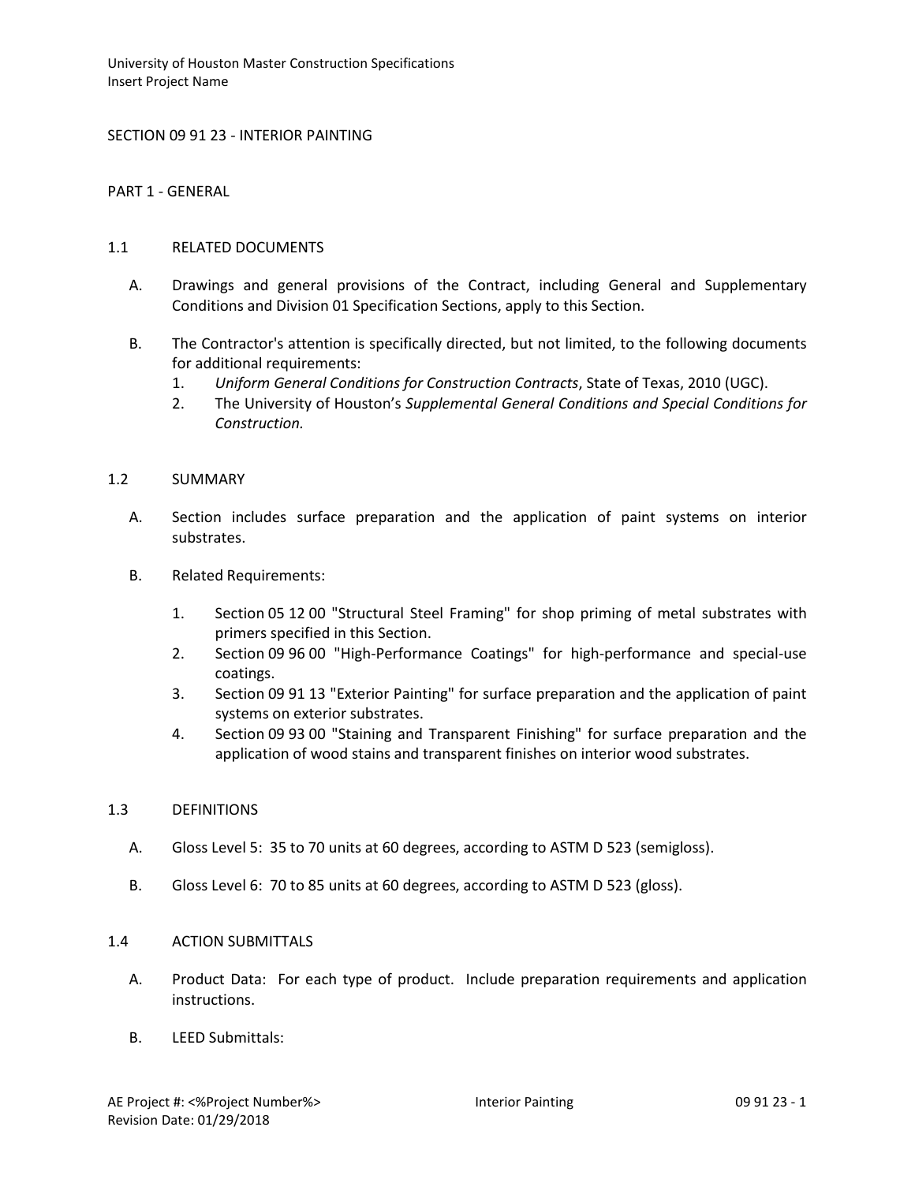# SECTION 09 91 23 - INTERIOR PAINTING

## PART 1 - GENERAL

### 1.1 RELATED DOCUMENTS

A. Drawings and general provisions of the Contract, including General and Supplementary Conditions and Division 01 Specification Sections, apply to this Section.

B. The Contractor's attention is specifically directed, but not limited, to the following documents for additional requirements:
   1. *Uniform General Conditions for Construction Contracts*, State of Texas, 2010 (UGC).
   2. The University of Houston's *Supplemental General Conditions and Special Conditions for Construction.*

### 1.2 SUMMARY

A. Section includes surface preparation and the application of paint systems on interior substrates.

B. Related Requirements:

   1. Section 05 12 00 "Structural Steel Framing" for shop priming of metal substrates with primers specified in this Section.
   2. Section 09 96 00 "High-Performance Coatings" for high-performance and special-use coatings.
   3. Section 09 91 13 "Exterior Painting" for surface preparation and the application of paint systems on exterior substrates.
   4. Section 09 93 00 "Staining and Transparent Finishing" for surface preparation and the application of wood stains and transparent finishes on interior wood substrates.

### 1.3 DEFINITIONS

A. Gloss Level 5: 35 to 70 units at 60 degrees, according to ASTM D 523 (semigloss).

B. Gloss Level 6: 70 to 85 units at 60 degrees, according to ASTM D 523 (gloss).

### 1.4 ACTION SUBMITTALS

A. Product Data: For each type of product. Include preparation requirements and application instructions.

B. LEED Submittals: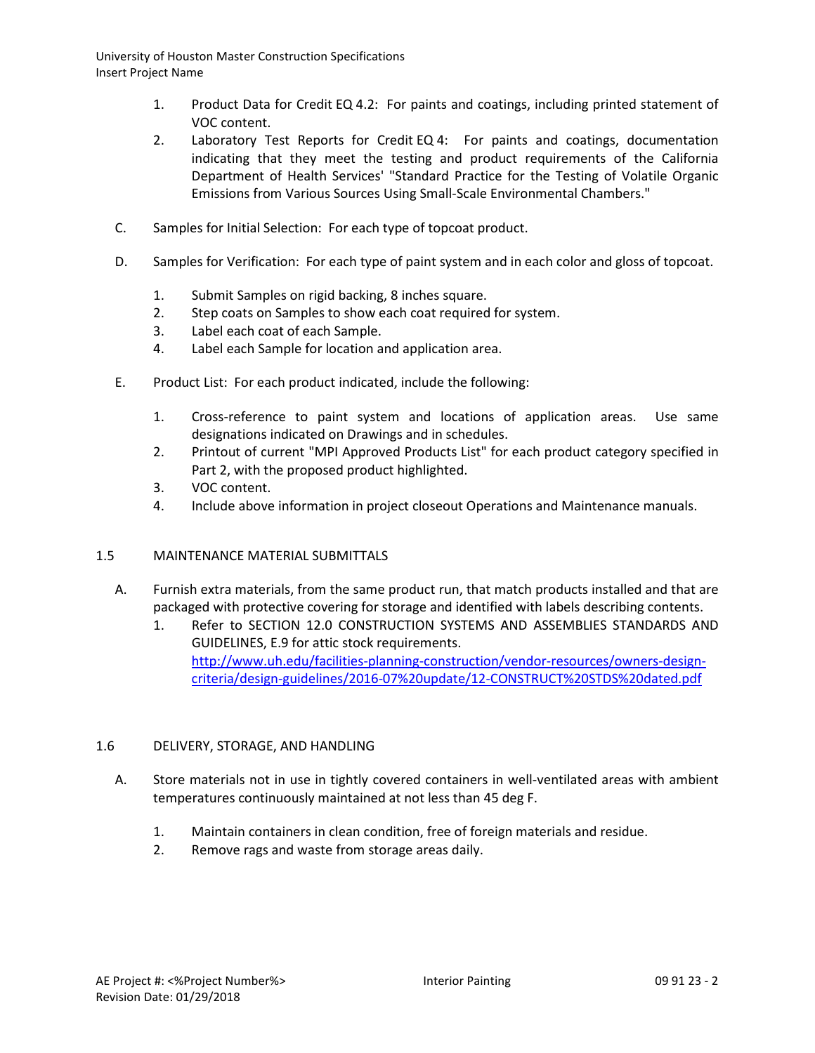1. Product Data for Credit EQ 4.2: For paints and coatings, including printed statement of VOC content.
2. Laboratory Test Reports for Credit EQ 4: For paints and coatings, documentation indicating that they meet the testing and product requirements of the California Department of Health Services' "Standard Practice for the Testing of Volatile Organic Emissions from Various Sources Using Small-Scale Environmental Chambers."

C. Samples for Initial Selection: For each type of topcoat product.

D. Samples for Verification: For each type of paint system and in each color and gloss of topcoat.

1. Submit Samples on rigid backing, 8 inches square.
2. Step coats on Samples to show each coat required for system.
3. Label each coat of each Sample.
4. Label each Sample for location and application area.

E. Product List: For each product indicated, include the following:

1. Cross-reference to paint system and locations of application areas. Use same designations indicated on Drawings and in schedules.
2. Printout of current "MPI Approved Products List" for each product category specified in Part 2, with the proposed product highlighted.
3. VOC content.
4. Include above information in project closeout Operations and Maintenance manuals.

## 1.5 MAINTENANCE MATERIAL SUBMITTALS

A. Furnish extra materials, from the same product run, that match products installed and that are packaged with protective covering for storage and identified with labels describing contents.

1. Refer to SECTION 12.0 CONSTRUCTION SYSTEMS AND ASSEMBLIES STANDARDS AND GUIDELINES, E.9 for attic stock requirements. http://www.uh.edu/facilities-planning-construction/vendor-resources/owners-design-criteria/design-guidelines/2016-07%20update/12-CONSTRUCT%20STDS%20dated.pdf

## 1.6 DELIVERY, STORAGE, AND HANDLING

A. Store materials not in use in tightly covered containers in well-ventilated areas with ambient temperatures continuously maintained at not less than 45 deg F.

1. Maintain containers in clean condition, free of foreign materials and residue.
2. Remove rags and waste from storage areas daily.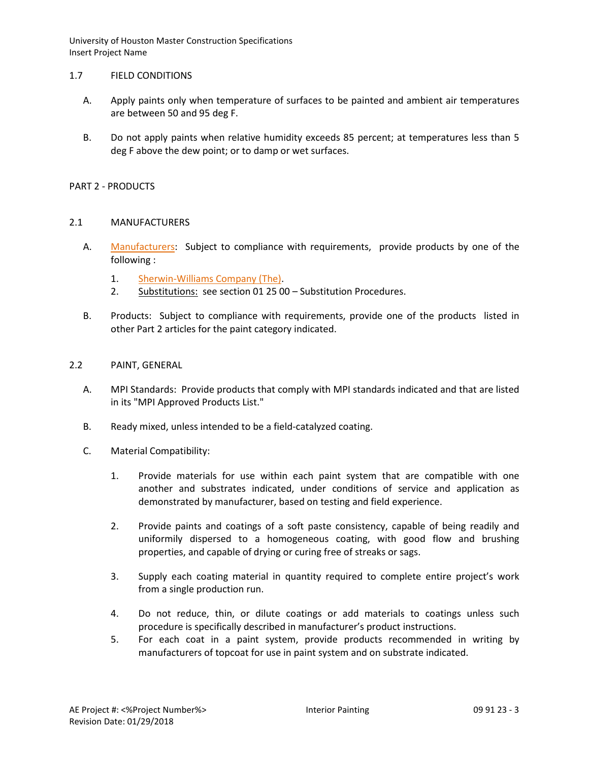## 1.7 FIELD CONDITIONS

A. Apply paints only when temperature of surfaces to be painted and ambient air temperatures are between 50 and 95 deg F.

B. Do not apply paints when relative humidity exceeds 85 percent; at temperatures less than 5 deg F above the dew point; or to damp or wet surfaces.

# PART 2 - PRODUCTS

## 2.1 MANUFACTURERS

A. Manufacturers: Subject to compliance with requirements, provide products by one of the following :

1. Sherwin-Williams Company (The).
2. Substitutions: see section 01 25 00 – Substitution Procedures.

B. Products: Subject to compliance with requirements, provide one of the products listed in other Part 2 articles for the paint category indicated.

## 2.2 PAINT, GENERAL

A. MPI Standards: Provide products that comply with MPI standards indicated and that are listed in its "MPI Approved Products List."

B. Ready mixed, unless intended to be a field-catalyzed coating.

C. Material Compatibility:

1. Provide materials for use within each paint system that are compatible with one another and substrates indicated, under conditions of service and application as demonstrated by manufacturer, based on testing and field experience.

2. Provide paints and coatings of a soft paste consistency, capable of being readily and uniformly dispersed to a homogeneous coating, with good flow and brushing properties, and capable of drying or curing free of streaks or sags.

3. Supply each coating material in quantity required to complete entire project's work from a single production run.

4. Do not reduce, thin, or dilute coatings or add materials to coatings unless such procedure is specifically described in manufacturer's product instructions.

5. For each coat in a paint system, provide products recommended in writing by manufacturers of topcoat for use in paint system and on substrate indicated.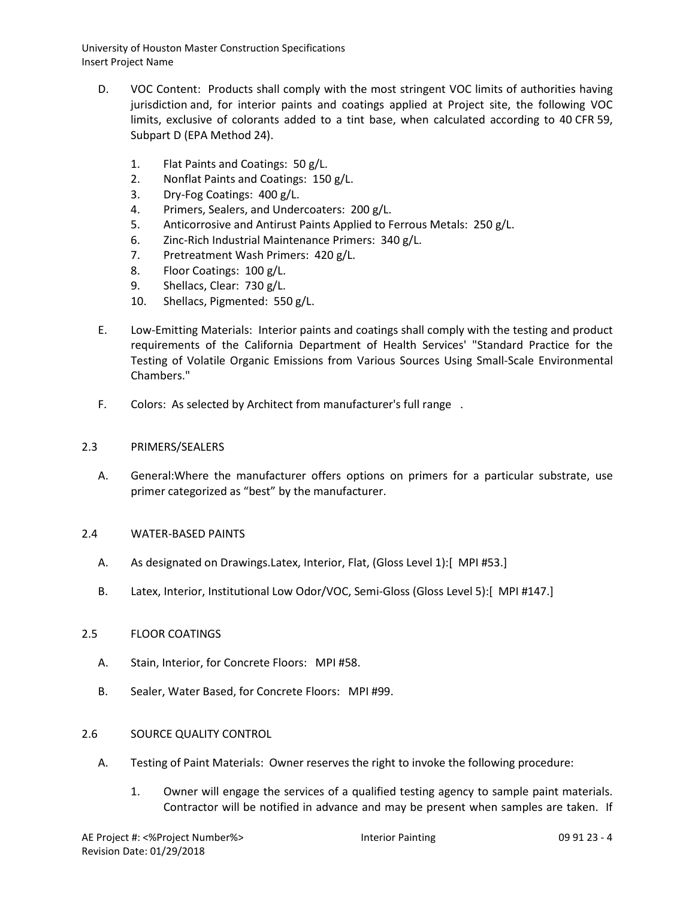D. VOC Content: Products shall comply with the most stringent VOC limits of authorities having jurisdiction and, for interior paints and coatings applied at Project site, the following VOC limits, exclusive of colorants added to a tint base, when calculated according to 40 CFR 59, Subpart D (EPA Method 24).

1. Flat Paints and Coatings: 50 g/L.
2. Nonflat Paints and Coatings: 150 g/L.
3. Dry-Fog Coatings: 400 g/L.
4. Primers, Sealers, and Undercoaters: 200 g/L.
5. Anticorrosive and Antirust Paints Applied to Ferrous Metals: 250 g/L.
6. Zinc-Rich Industrial Maintenance Primers: 340 g/L.
7. Pretreatment Wash Primers: 420 g/L.
8. Floor Coatings: 100 g/L.
9. Shellacs, Clear: 730 g/L.
10. Shellacs, Pigmented: 550 g/L.

E. Low-Emitting Materials: Interior paints and coatings shall comply with the testing and product requirements of the California Department of Health Services' "Standard Practice for the Testing of Volatile Organic Emissions from Various Sources Using Small-Scale Environmental Chambers."

F. Colors: As selected by Architect from manufacturer's full range .

## 2.3 PRIMERS/SEALERS

A. General:Where the manufacturer offers options on primers for a particular substrate, use primer categorized as "best" by the manufacturer.

## 2.4 WATER-BASED PAINTS

A. As designated on Drawings.Latex, Interior, Flat, (Gloss Level 1):[ MPI #53.]

B. Latex, Interior, Institutional Low Odor/VOC, Semi-Gloss (Gloss Level 5):[ MPI #147.]

## 2.5 FLOOR COATINGS

A. Stain, Interior, for Concrete Floors: MPI #58.

B. Sealer, Water Based, for Concrete Floors: MPI #99.

## 2.6 SOURCE QUALITY CONTROL

A. Testing of Paint Materials: Owner reserves the right to invoke the following procedure:

1. Owner will engage the services of a qualified testing agency to sample paint materials. Contractor will be notified in advance and may be present when samples are taken. If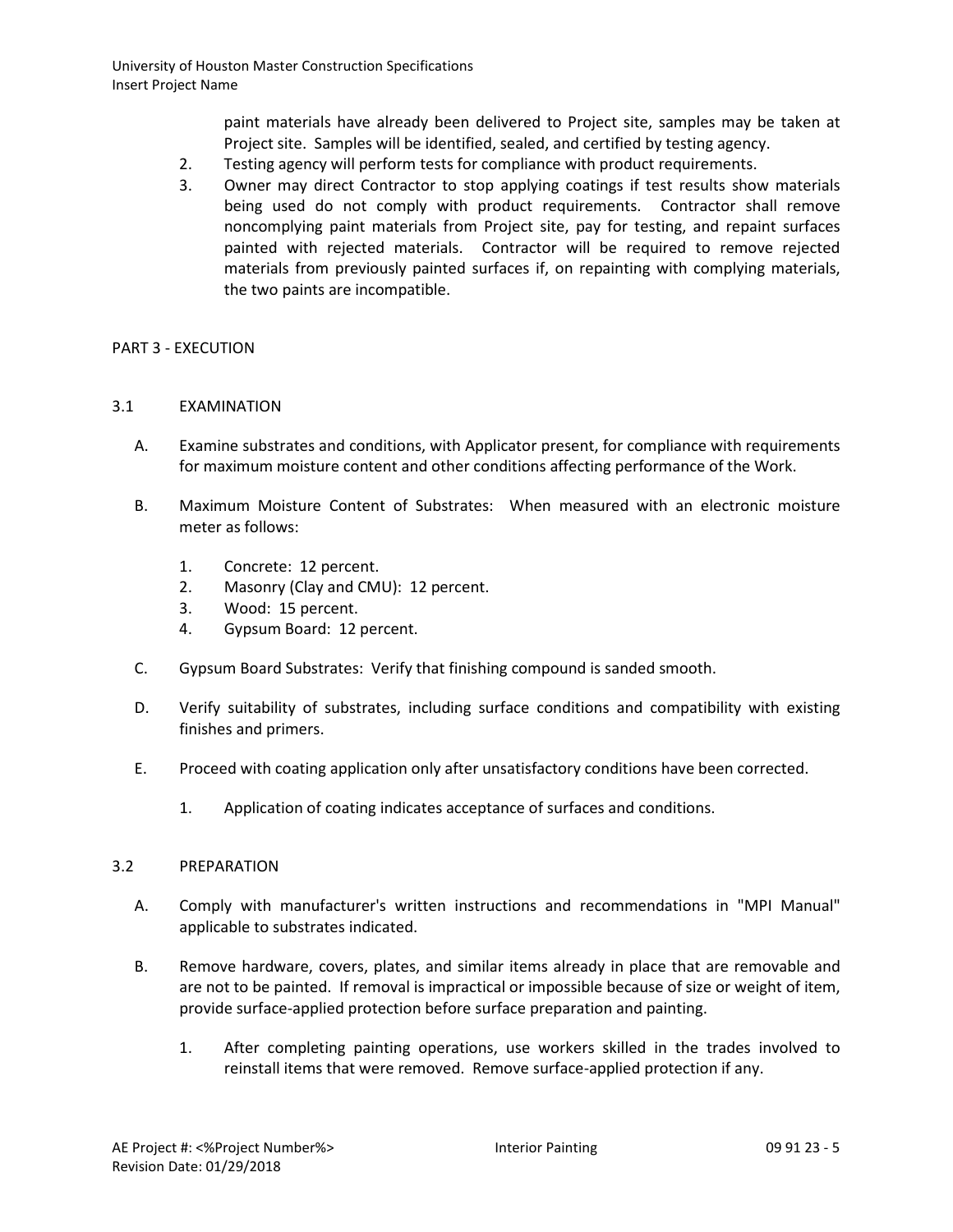paint materials have already been delivered to Project site, samples may be taken at Project site. Samples will be identified, sealed, and certified by testing agency.

2. Testing agency will perform tests for compliance with product requirements.
3. Owner may direct Contractor to stop applying coatings if test results show materials being used do not comply with product requirements. Contractor shall remove noncomplying paint materials from Project site, pay for testing, and repaint surfaces painted with rejected materials. Contractor will be required to remove rejected materials from previously painted surfaces if, on repainting with complying materials, the two paints are incompatible.

## PART 3 - EXECUTION

### 3.1 EXAMINATION

A. Examine substrates and conditions, with Applicator present, for compliance with requirements for maximum moisture content and other conditions affecting performance of the Work.

B. Maximum Moisture Content of Substrates: When measured with an electronic moisture meter as follows:

1. Concrete: 12 percent.
2. Masonry (Clay and CMU): 12 percent.
3. Wood: 15 percent.
4. Gypsum Board: 12 percent.

C. Gypsum Board Substrates: Verify that finishing compound is sanded smooth.

D. Verify suitability of substrates, including surface conditions and compatibility with existing finishes and primers.

E. Proceed with coating application only after unsatisfactory conditions have been corrected.

1. Application of coating indicates acceptance of surfaces and conditions.

### 3.2 PREPARATION

A. Comply with manufacturer's written instructions and recommendations in "MPI Manual" applicable to substrates indicated.

B. Remove hardware, covers, plates, and similar items already in place that are removable and are not to be painted. If removal is impractical or impossible because of size or weight of item, provide surface-applied protection before surface preparation and painting.

1. After completing painting operations, use workers skilled in the trades involved to reinstall items that were removed. Remove surface-applied protection if any.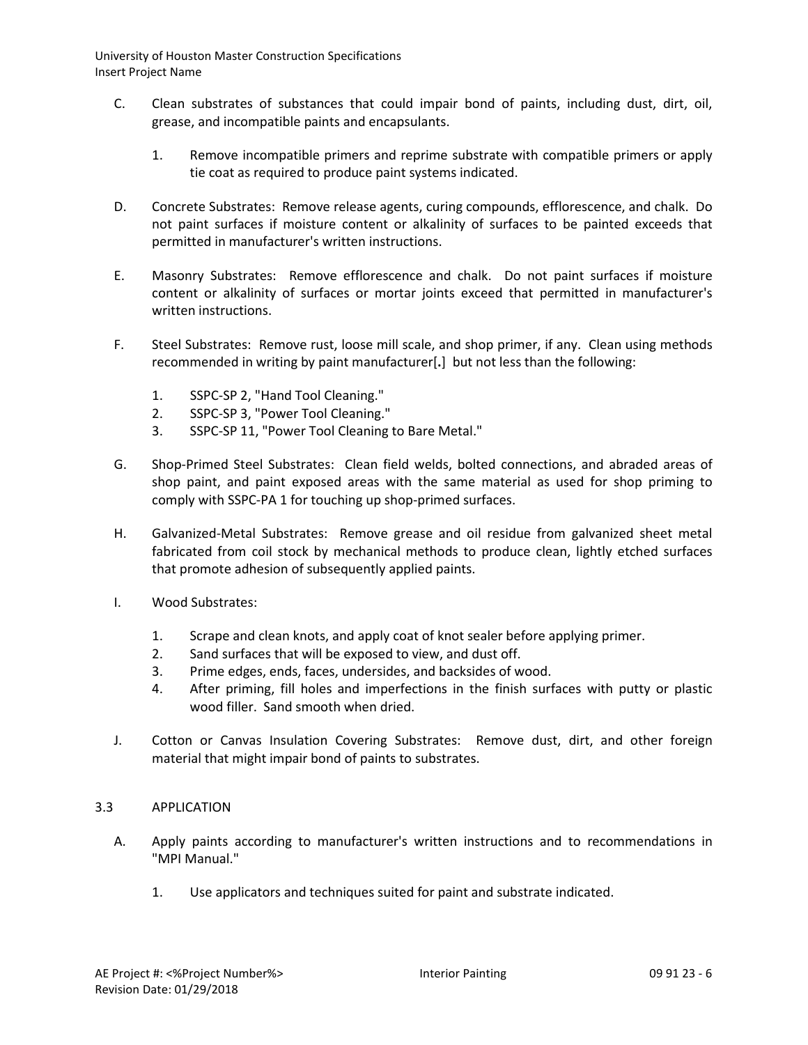C. Clean substrates of substances that could impair bond of paints, including dust, dirt, oil, grease, and incompatible paints and encapsulants.

1. Remove incompatible primers and reprime substrate with compatible primers or apply tie coat as required to produce paint systems indicated.

D. Concrete Substrates: Remove release agents, curing compounds, efflorescence, and chalk. Do not paint surfaces if moisture content or alkalinity of surfaces to be painted exceeds that permitted in manufacturer's written instructions.

E. Masonry Substrates: Remove efflorescence and chalk. Do not paint surfaces if moisture content or alkalinity of surfaces or mortar joints exceed that permitted in manufacturer's written instructions.

F. Steel Substrates: Remove rust, loose mill scale, and shop primer, if any. Clean using methods recommended in writing by paint manufacturer[**.**] but not less than the following:

1. SSPC-SP 2, "Hand Tool Cleaning."
2. SSPC-SP 3, "Power Tool Cleaning."
3. SSPC-SP 11, "Power Tool Cleaning to Bare Metal."

G. Shop-Primed Steel Substrates: Clean field welds, bolted connections, and abraded areas of shop paint, and paint exposed areas with the same material as used for shop priming to comply with SSPC-PA 1 for touching up shop-primed surfaces.

H. Galvanized-Metal Substrates: Remove grease and oil residue from galvanized sheet metal fabricated from coil stock by mechanical methods to produce clean, lightly etched surfaces that promote adhesion of subsequently applied paints.

I. Wood Substrates:

1. Scrape and clean knots, and apply coat of knot sealer before applying primer.
2. Sand surfaces that will be exposed to view, and dust off.
3. Prime edges, ends, faces, undersides, and backsides of wood.
4. After priming, fill holes and imperfections in the finish surfaces with putty or plastic wood filler. Sand smooth when dried.

J. Cotton or Canvas Insulation Covering Substrates: Remove dust, dirt, and other foreign material that might impair bond of paints to substrates.

## 3.3 APPLICATION

A. Apply paints according to manufacturer's written instructions and to recommendations in "MPI Manual."

1. Use applicators and techniques suited for paint and substrate indicated.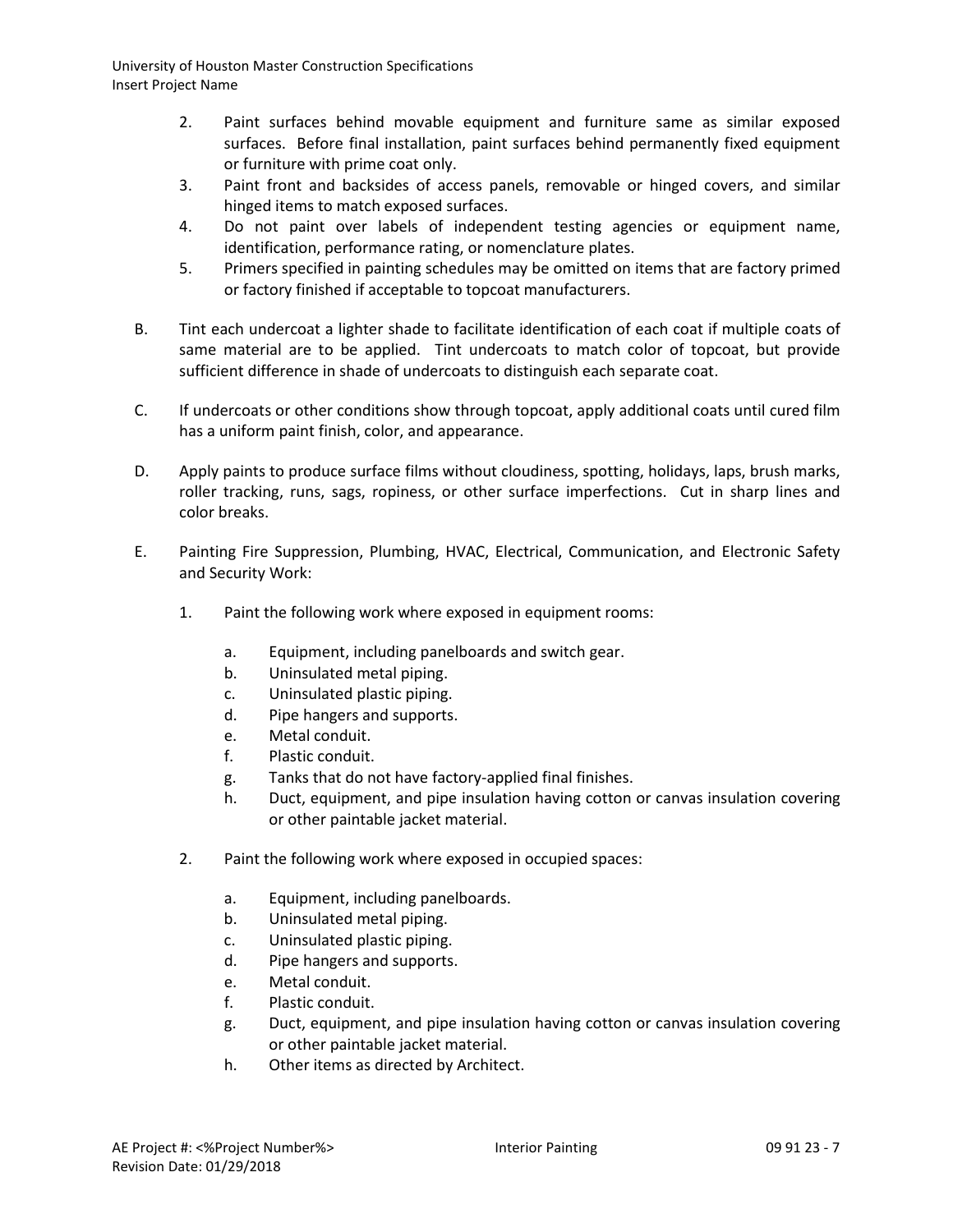2. Paint surfaces behind movable equipment and furniture same as similar exposed surfaces. Before final installation, paint surfaces behind permanently fixed equipment or furniture with prime coat only.
3. Paint front and backsides of access panels, removable or hinged covers, and similar hinged items to match exposed surfaces.
4. Do not paint over labels of independent testing agencies or equipment name, identification, performance rating, or nomenclature plates.
5. Primers specified in painting schedules may be omitted on items that are factory primed or factory finished if acceptable to topcoat manufacturers.

B. Tint each undercoat a lighter shade to facilitate identification of each coat if multiple coats of same material are to be applied. Tint undercoats to match color of topcoat, but provide sufficient difference in shade of undercoats to distinguish each separate coat.

C. If undercoats or other conditions show through topcoat, apply additional coats until cured film has a uniform paint finish, color, and appearance.

D. Apply paints to produce surface films without cloudiness, spotting, holidays, laps, brush marks, roller tracking, runs, sags, ropiness, or other surface imperfections. Cut in sharp lines and color breaks.

E. Painting Fire Suppression, Plumbing, HVAC, Electrical, Communication, and Electronic Safety and Security Work:

1. Paint the following work where exposed in equipment rooms:

   a. Equipment, including panelboards and switch gear.
   b. Uninsulated metal piping.
   c. Uninsulated plastic piping.
   d. Pipe hangers and supports.
   e. Metal conduit.
   f. Plastic conduit.
   g. Tanks that do not have factory-applied final finishes.
   h. Duct, equipment, and pipe insulation having cotton or canvas insulation covering or other paintable jacket material.

2. Paint the following work where exposed in occupied spaces:

   a. Equipment, including panelboards.
   b. Uninsulated metal piping.
   c. Uninsulated plastic piping.
   d. Pipe hangers and supports.
   e. Metal conduit.
   f. Plastic conduit.
   g. Duct, equipment, and pipe insulation having cotton or canvas insulation covering or other paintable jacket material.
   h. Other items as directed by Architect.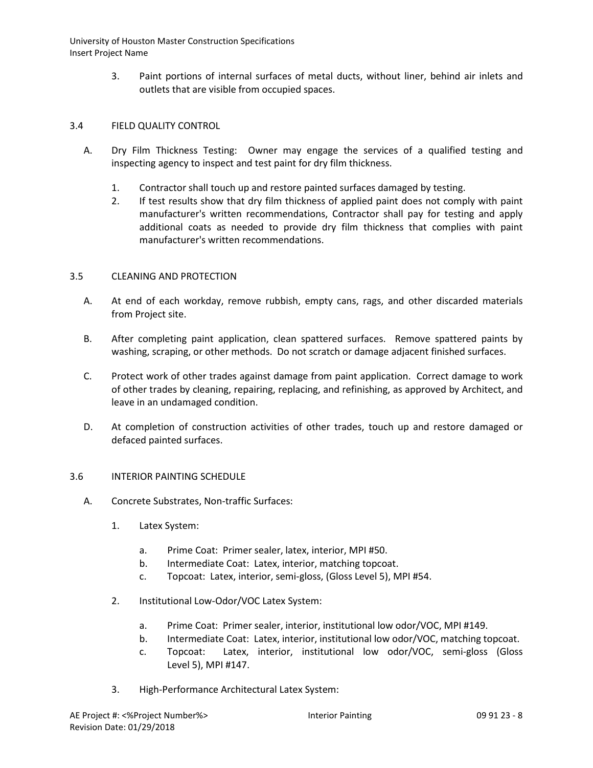3. Paint portions of internal surfaces of metal ducts, without liner, behind air inlets and outlets that are visible from occupied spaces.

## 3.4 FIELD QUALITY CONTROL

A. Dry Film Thickness Testing: Owner may engage the services of a qualified testing and inspecting agency to inspect and test paint for dry film thickness.

1. Contractor shall touch up and restore painted surfaces damaged by testing.
2. If test results show that dry film thickness of applied paint does not comply with paint manufacturer's written recommendations, Contractor shall pay for testing and apply additional coats as needed to provide dry film thickness that complies with paint manufacturer's written recommendations.

## 3.5 CLEANING AND PROTECTION

A. At end of each workday, remove rubbish, empty cans, rags, and other discarded materials from Project site.

B. After completing paint application, clean spattered surfaces. Remove spattered paints by washing, scraping, or other methods. Do not scratch or damage adjacent finished surfaces.

C. Protect work of other trades against damage from paint application. Correct damage to work of other trades by cleaning, repairing, replacing, and refinishing, as approved by Architect, and leave in an undamaged condition.

D. At completion of construction activities of other trades, touch up and restore damaged or defaced painted surfaces.

## 3.6 INTERIOR PAINTING SCHEDULE

A. Concrete Substrates, Non-traffic Surfaces:

1. Latex System:

   a. Prime Coat: Primer sealer, latex, interior, MPI #50.
   b. Intermediate Coat: Latex, interior, matching topcoat.
   c. Topcoat: Latex, interior, semi-gloss, (Gloss Level 5), MPI #54.

2. Institutional Low-Odor/VOC Latex System:

   a. Prime Coat: Primer sealer, interior, institutional low odor/VOC, MPI #149.
   b. Intermediate Coat: Latex, interior, institutional low odor/VOC, matching topcoat.
   c. Topcoat: Latex, interior, institutional low odor/VOC, semi-gloss (Gloss Level 5), MPI #147.

3. High-Performance Architectural Latex System: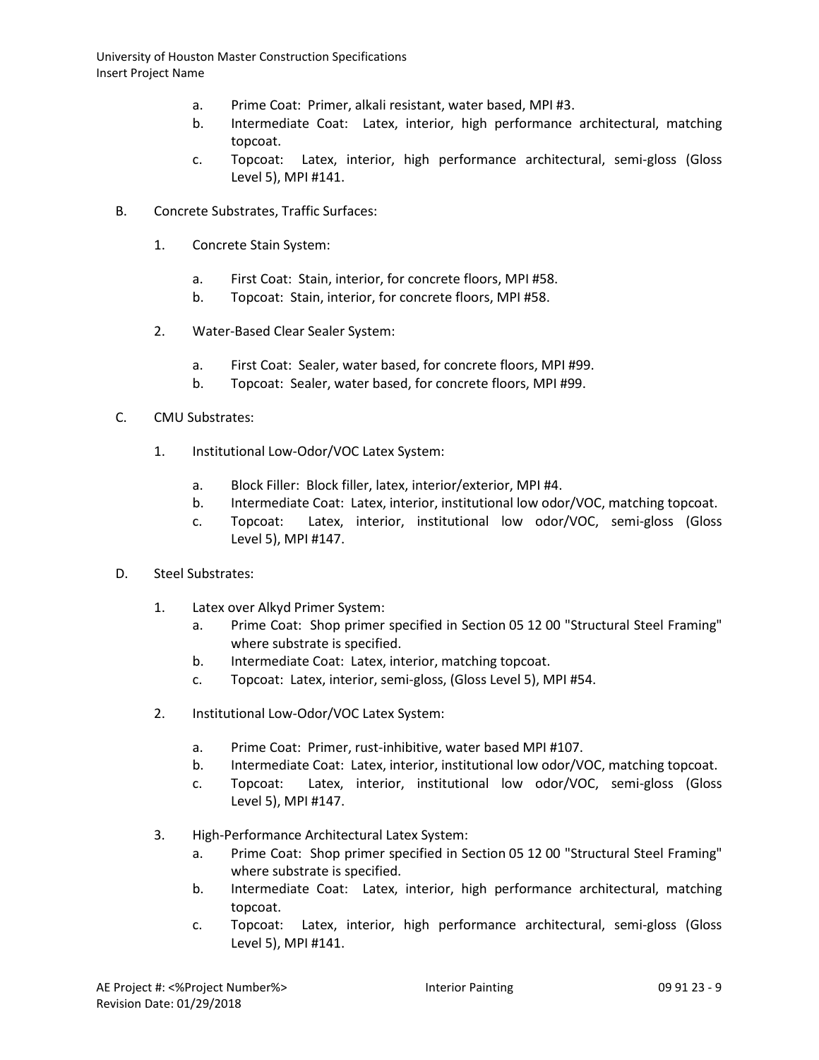a. Prime Coat: Primer, alkali resistant, water based, MPI #3.
b. Intermediate Coat: Latex, interior, high performance architectural, matching topcoat.
c. Topcoat: Latex, interior, high performance architectural, semi-gloss (Gloss Level 5), MPI #141.

B. Concrete Substrates, Traffic Surfaces:

1. Concrete Stain System:

   a. First Coat: Stain, interior, for concrete floors, MPI #58.
   b. Topcoat: Stain, interior, for concrete floors, MPI #58.

2. Water-Based Clear Sealer System:

   a. First Coat: Sealer, water based, for concrete floors, MPI #99.
   b. Topcoat: Sealer, water based, for concrete floors, MPI #99.

C. CMU Substrates:

1. Institutional Low-Odor/VOC Latex System:

   a. Block Filler: Block filler, latex, interior/exterior, MPI #4.
   b. Intermediate Coat: Latex, interior, institutional low odor/VOC, matching topcoat.
   c. Topcoat: Latex, interior, institutional low odor/VOC, semi-gloss (Gloss Level 5), MPI #147.

D. Steel Substrates:

1. Latex over Alkyd Primer System:
   a. Prime Coat: Shop primer specified in Section 05 12 00 "Structural Steel Framing" where substrate is specified.
   b. Intermediate Coat: Latex, interior, matching topcoat.
   c. Topcoat: Latex, interior, semi-gloss, (Gloss Level 5), MPI #54.

2. Institutional Low-Odor/VOC Latex System:

   a. Prime Coat: Primer, rust-inhibitive, water based MPI #107.
   b. Intermediate Coat: Latex, interior, institutional low odor/VOC, matching topcoat.
   c. Topcoat: Latex, interior, institutional low odor/VOC, semi-gloss (Gloss Level 5), MPI #147.

3. High-Performance Architectural Latex System:
   a. Prime Coat: Shop primer specified in Section 05 12 00 "Structural Steel Framing" where substrate is specified.
   b. Intermediate Coat: Latex, interior, high performance architectural, matching topcoat.
   c. Topcoat: Latex, interior, high performance architectural, semi-gloss (Gloss Level 5), MPI #141.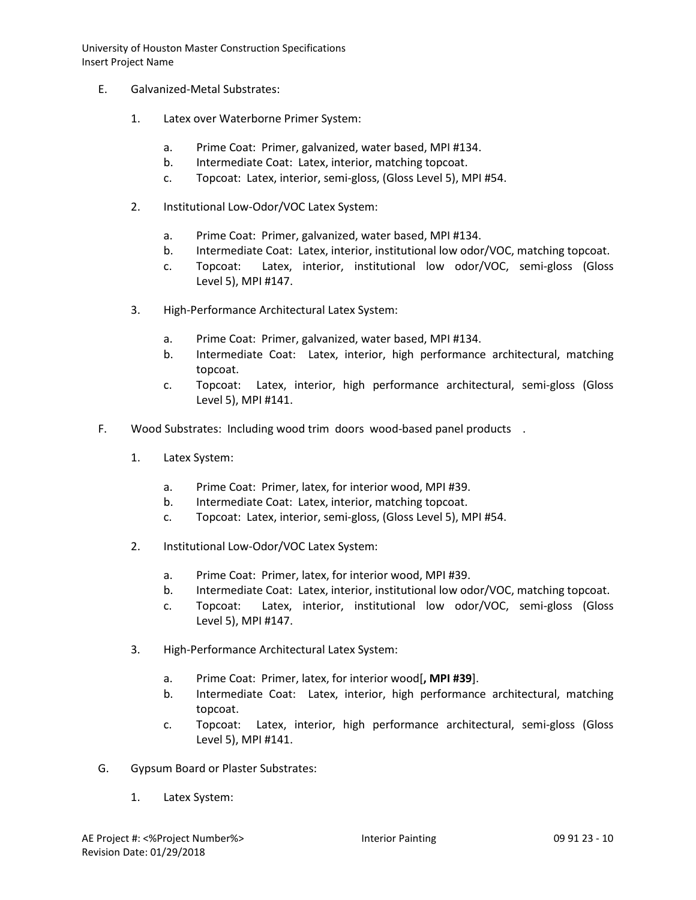E. Galvanized-Metal Substrates:

1. Latex over Waterborne Primer System:

   a. Prime Coat: Primer, galvanized, water based, MPI #134.
   b. Intermediate Coat: Latex, interior, matching topcoat.
   c. Topcoat: Latex, interior, semi-gloss, (Gloss Level 5), MPI #54.

2. Institutional Low-Odor/VOC Latex System:

   a. Prime Coat: Primer, galvanized, water based, MPI #134.
   b. Intermediate Coat: Latex, interior, institutional low odor/VOC, matching topcoat.
   c. Topcoat: Latex, interior, institutional low odor/VOC, semi-gloss (Gloss Level 5), MPI #147.

3. High-Performance Architectural Latex System:

   a. Prime Coat: Primer, galvanized, water based, MPI #134.
   b. Intermediate Coat: Latex, interior, high performance architectural, matching topcoat.
   c. Topcoat: Latex, interior, high performance architectural, semi-gloss (Gloss Level 5), MPI #141.

F. Wood Substrates: Including wood trim doors wood-based panel products .

1. Latex System:

   a. Prime Coat: Primer, latex, for interior wood, MPI #39.
   b. Intermediate Coat: Latex, interior, matching topcoat.
   c. Topcoat: Latex, interior, semi-gloss, (Gloss Level 5), MPI #54.

2. Institutional Low-Odor/VOC Latex System:

   a. Prime Coat: Primer, latex, for interior wood, MPI #39.
   b. Intermediate Coat: Latex, interior, institutional low odor/VOC, matching topcoat.
   c. Topcoat: Latex, interior, institutional low odor/VOC, semi-gloss (Gloss Level 5), MPI #147.

3. High-Performance Architectural Latex System:

   a. Prime Coat: Primer, latex, for interior wood[**, MPI #39**].
   b. Intermediate Coat: Latex, interior, high performance architectural, matching topcoat.
   c. Topcoat: Latex, interior, high performance architectural, semi-gloss (Gloss Level 5), MPI #141.

G. Gypsum Board or Plaster Substrates:

1. Latex System: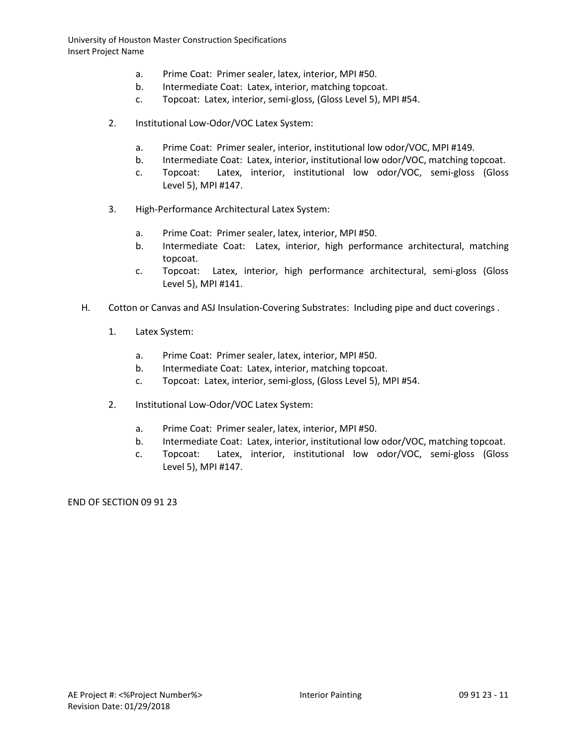a. Prime Coat: Primer sealer, latex, interior, MPI #50.
b. Intermediate Coat: Latex, interior, matching topcoat.
c. Topcoat: Latex, interior, semi-gloss, (Gloss Level 5), MPI #54.

2. Institutional Low-Odor/VOC Latex System:

a. Prime Coat: Primer sealer, interior, institutional low odor/VOC, MPI #149.
b. Intermediate Coat: Latex, interior, institutional low odor/VOC, matching topcoat.
c. Topcoat: Latex, interior, institutional low odor/VOC, semi-gloss (Gloss Level 5), MPI #147.

3. High-Performance Architectural Latex System:

a. Prime Coat: Primer sealer, latex, interior, MPI #50.
b. Intermediate Coat: Latex, interior, high performance architectural, matching topcoat.
c. Topcoat: Latex, interior, high performance architectural, semi-gloss (Gloss Level 5), MPI #141.

H. Cotton or Canvas and ASJ Insulation-Covering Substrates: Including pipe and duct coverings .

1. Latex System:

a. Prime Coat: Primer sealer, latex, interior, MPI #50.
b. Intermediate Coat: Latex, interior, matching topcoat.
c. Topcoat: Latex, interior, semi-gloss, (Gloss Level 5), MPI #54.

2. Institutional Low-Odor/VOC Latex System:

a. Prime Coat: Primer sealer, latex, interior, MPI #50.
b. Intermediate Coat: Latex, interior, institutional low odor/VOC, matching topcoat.
c. Topcoat: Latex, interior, institutional low odor/VOC, semi-gloss (Gloss Level 5), MPI #147.

END OF SECTION 09 91 23